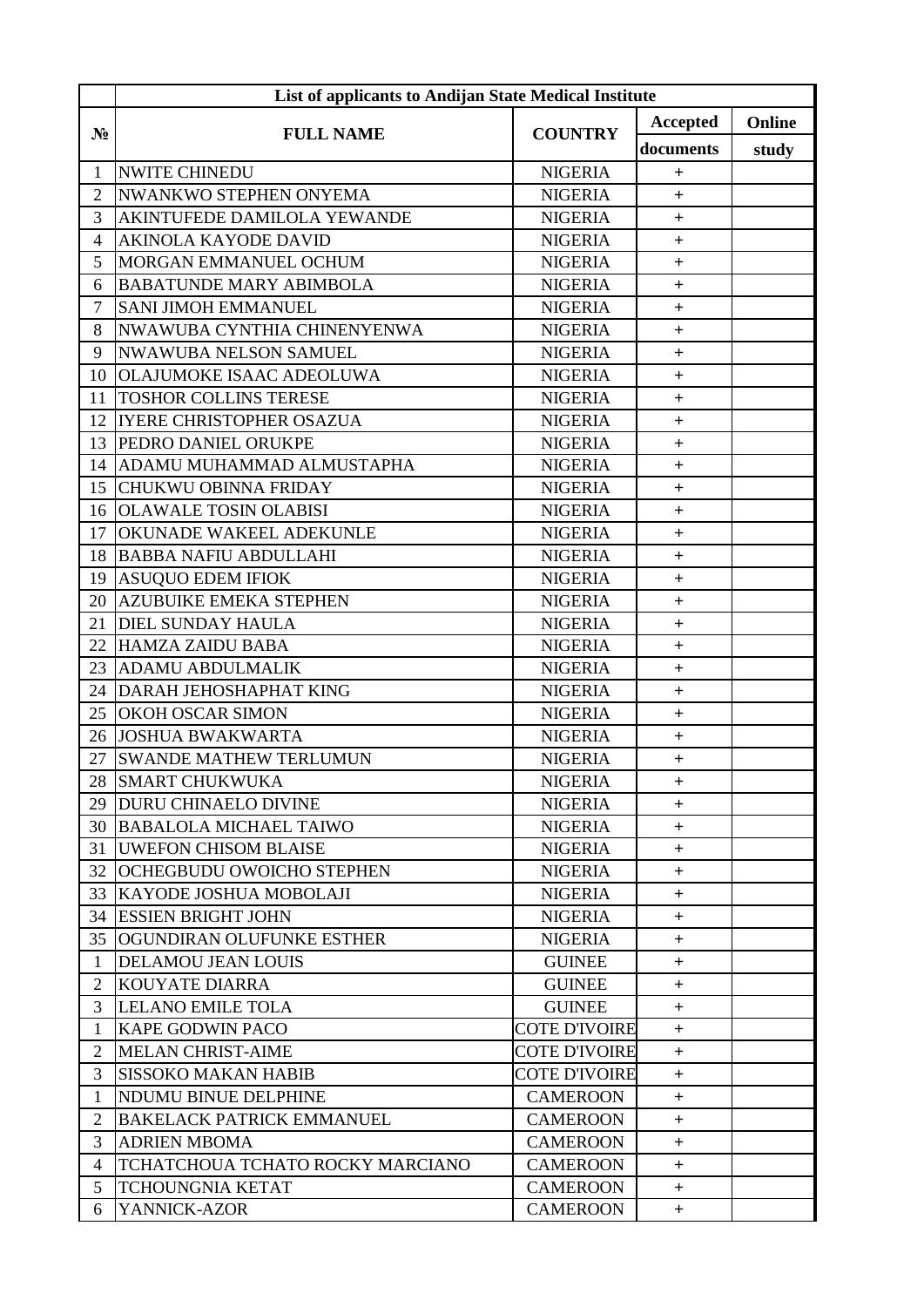| № | List of applicants to Andijan State Medical Institute | | | |
|---|---|---|---|---|
| | FULL NAME | COUNTRY | Accepted documents | Online study |
| 1 | NWITE CHINEDU | NIGERIA | + | |
| 2 | NWANKWO STEPHEN ONYEMA | NIGERIA | + | |
| 3 | AKINTUFEDE DAMILOLA YEWANDE | NIGERIA | + | |
| 4 | AKINOLA KAYODE DAVID | NIGERIA | + | |
| 5 | MORGAN EMMANUEL OCHUM | NIGERIA | + | |
| 6 | BABATUNDE MARY ABIMBOLA | NIGERIA | + | |
| 7 | SANI JIMOH EMMANUEL | NIGERIA | + | |
| 8 | NWAWUBA CYNTHIA CHINENYENWA | NIGERIA | + | |
| 9 | NWAWUBA NELSON SAMUEL | NIGERIA | + | |
| 10 | OLAJUMOKE ISAAC ADEOLUWA | NIGERIA | + | |
| 11 | TOSHOR COLLINS TERESE | NIGERIA | + | |
| 12 | IYERE CHRISTOPHER OSAZUA | NIGERIA | + | |
| 13 | PEDRO DANIEL ORUKPE | NIGERIA | + | |
| 14 | ADAMU MUHAMMAD ALMUSTAPHA | NIGERIA | + | |
| 15 | CHUKWU OBINNA FRIDAY | NIGERIA | + | |
| 16 | OLAWALE TOSIN OLABISI | NIGERIA | + | |
| 17 | OKUNADE WAKEEL ADEKUNLE | NIGERIA | + | |
| 18 | BABBA NAFIU ABDULLAHI | NIGERIA | + | |
| 19 | ASUQUO EDEM IFIOK | NIGERIA | + | |
| 20 | AZUBUIKE EMEKA STEPHEN | NIGERIA | + | |
| 21 | DIEL SUNDAY HAULA | NIGERIA | + | |
| 22 | HAMZA ZAIDU BABA | NIGERIA | + | |
| 23 | ADAMU ABDULMALIK | NIGERIA | + | |
| 24 | DARAH JEHOSHAPHAT KING | NIGERIA | + | |
| 25 | OKOH OSCAR SIMON | NIGERIA | + | |
| 26 | JOSHUA BWAKWARTA | NIGERIA | + | |
| 27 | SWANDE MATHEW TERLUMUN | NIGERIA | + | |
| 28 | SMART CHUKWUKA | NIGERIA | + | |
| 29 | DURU CHINAELO DIVINE | NIGERIA | + | |
| 30 | BABALOLA MICHAEL TAIWO | NIGERIA | + | |
| 31 | UWEFON CHISOM BLAISE | NIGERIA | + | |
| 32 | OCHEGBUDU OWOICHO STEPHEN | NIGERIA | + | |
| 33 | KAYODE JOSHUA MOBOLAJI | NIGERIA | + | |
| 34 | ESSIEN BRIGHT JOHN | NIGERIA | + | |
| 35 | OGUNDIRAN OLUFUNKE ESTHER | NIGERIA | + | |
| 1 | DELAMOU JEAN LOUIS | GUINEE | + | |
| 2 | KOUYATE DIARRA | GUINEE | + | |
| 3 | LELANO EMILE TOLA | GUINEE | + | |
| 1 | KAPE GODWIN PACO | COTE D'IVOIRE | + | |
| 2 | MELAN CHRIST-AIME | COTE D'IVOIRE | + | |
| 3 | SISSOKO MAKAN HABIB | COTE D'IVOIRE | + | |
| 1 | NDUMU BINUE DELPHINE | CAMEROON | + | |
| 2 | BAKELACK PATRICK EMMANUEL | CAMEROON | + | |
| 3 | ADRIEN MBOMA | CAMEROON | + | |
| 4 | TCHATCHOUA TCHATO ROCKY MARCIANO | CAMEROON | + | |
| 5 | TCHOUNGNIA KETAT | CAMEROON | + | |
| 6 | YANNICK-AZOR | CAMEROON | + | |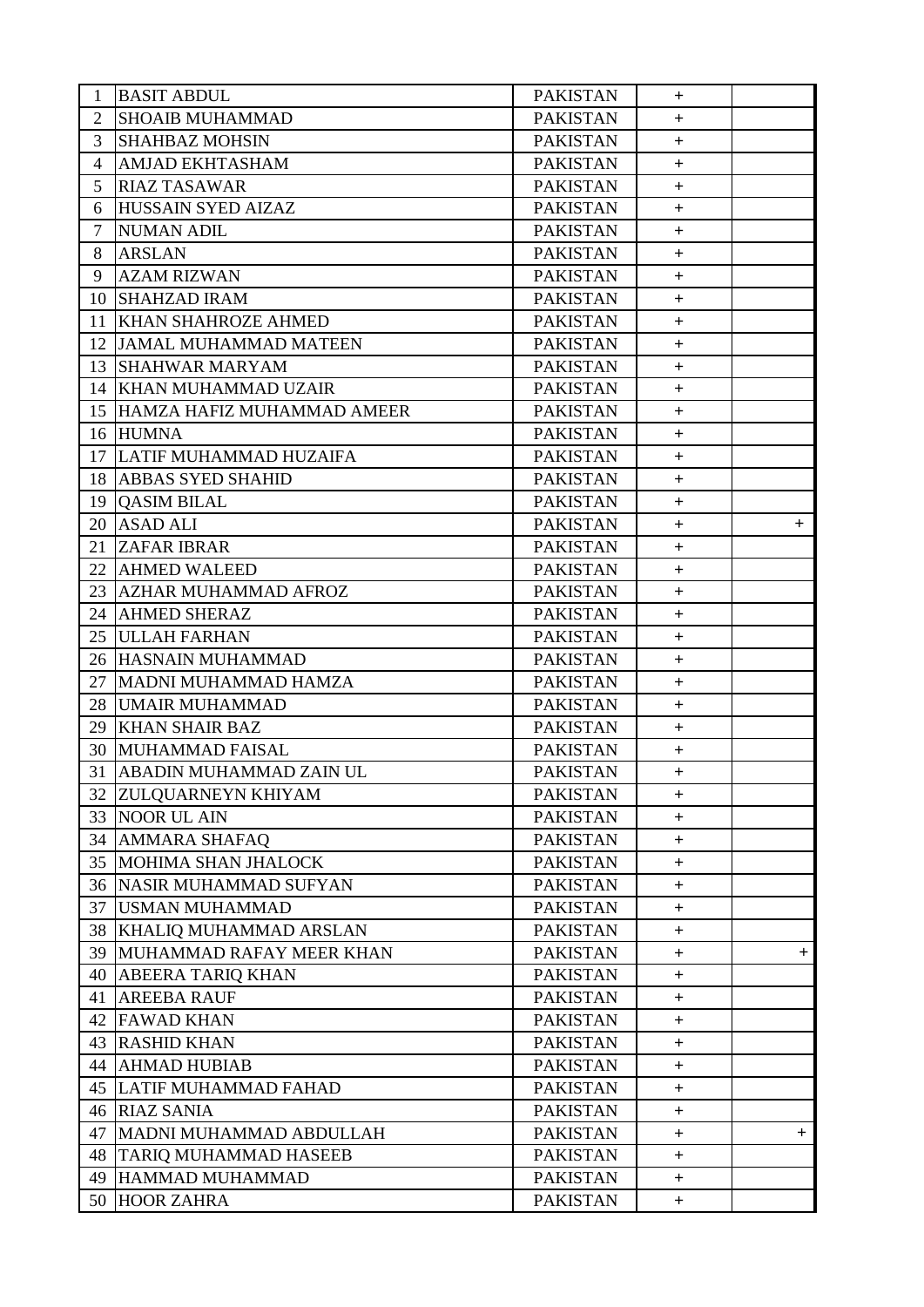| | | | | |
|---|---|---|---|---|
| 1 | BASIT ABDUL | PAKISTAN | + | |
| 2 | SHOAIB MUHAMMAD | PAKISTAN | + | |
| 3 | SHAHBAZ MOHSIN | PAKISTAN | + | |
| 4 | AMJAD EKHTASHAM | PAKISTAN | + | |
| 5 | RIAZ TASAWAR | PAKISTAN | + | |
| 6 | HUSSAIN SYED AIZAZ | PAKISTAN | + | |
| 7 | NUMAN ADIL | PAKISTAN | + | |
| 8 | ARSLAN | PAKISTAN | + | |
| 9 | AZAM RIZWAN | PAKISTAN | + | |
| 10 | SHAHZAD IRAM | PAKISTAN | + | |
| 11 | KHAN SHAHROZE AHMED | PAKISTAN | + | |
| 12 | JAMAL MUHAMMAD MATEEN | PAKISTAN | + | |
| 13 | SHAHWAR MARYAM | PAKISTAN | + | |
| 14 | KHAN MUHAMMAD UZAIR | PAKISTAN | + | |
| 15 | HAMZA HAFIZ MUHAMMAD AMEER | PAKISTAN | + | |
| 16 | HUMNA | PAKISTAN | + | |
| 17 | LATIF MUHAMMAD HUZAIFA | PAKISTAN | + | |
| 18 | ABBAS SYED SHAHID | PAKISTAN | + | |
| 19 | QASIM BILAL | PAKISTAN | + | |
| 20 | ASAD ALI | PAKISTAN | + | + |
| 21 | ZAFAR IBRAR | PAKISTAN | + | |
| 22 | AHMED WALEED | PAKISTAN | + | |
| 23 | AZHAR MUHAMMAD AFROZ | PAKISTAN | + | |
| 24 | AHMED SHERAZ | PAKISTAN | + | |
| 25 | ULLAH FARHAN | PAKISTAN | + | |
| 26 | HASNAIN MUHAMMAD | PAKISTAN | + | |
| 27 | MADNI MUHAMMAD HAMZA | PAKISTAN | + | |
| 28 | UMAIR MUHAMMAD | PAKISTAN | + | |
| 29 | KHAN SHAIR BAZ | PAKISTAN | + | |
| 30 | MUHAMMAD FAISAL | PAKISTAN | + | |
| 31 | ABADIN MUHAMMAD ZAIN UL | PAKISTAN | + | |
| 32 | ZULQUARNEYN KHIYAM | PAKISTAN | + | |
| 33 | NOOR UL AIN | PAKISTAN | + | |
| 34 | AMMARA SHAFAQ | PAKISTAN | + | |
| 35 | MOHIMA SHAN JHALOCK | PAKISTAN | + | |
| 36 | NASIR MUHAMMAD SUFYAN | PAKISTAN | + | |
| 37 | USMAN MUHAMMAD | PAKISTAN | + | |
| 38 | KHALIQ MUHAMMAD ARSLAN | PAKISTAN | + | |
| 39 | MUHAMMAD RAFAY MEER KHAN | PAKISTAN | + | + |
| 40 | ABEERA TARIQ KHAN | PAKISTAN | + | |
| 41 | AREEBA RAUF | PAKISTAN | + | |
| 42 | FAWAD KHAN | PAKISTAN | + | |
| 43 | RASHID KHAN | PAKISTAN | + | |
| 44 | AHMAD HUBIAB | PAKISTAN | + | |
| 45 | LATIF MUHAMMAD FAHAD | PAKISTAN | + | |
| 46 | RIAZ SANIA | PAKISTAN | + | |
| 47 | MADNI MUHAMMAD ABDULLAH | PAKISTAN | + | + |
| 48 | TARIQ MUHAMMAD HASEEB | PAKISTAN | + | |
| 49 | HAMMAD MUHAMMAD | PAKISTAN | + | |
| 50 | HOOR ZAHRA | PAKISTAN | + | |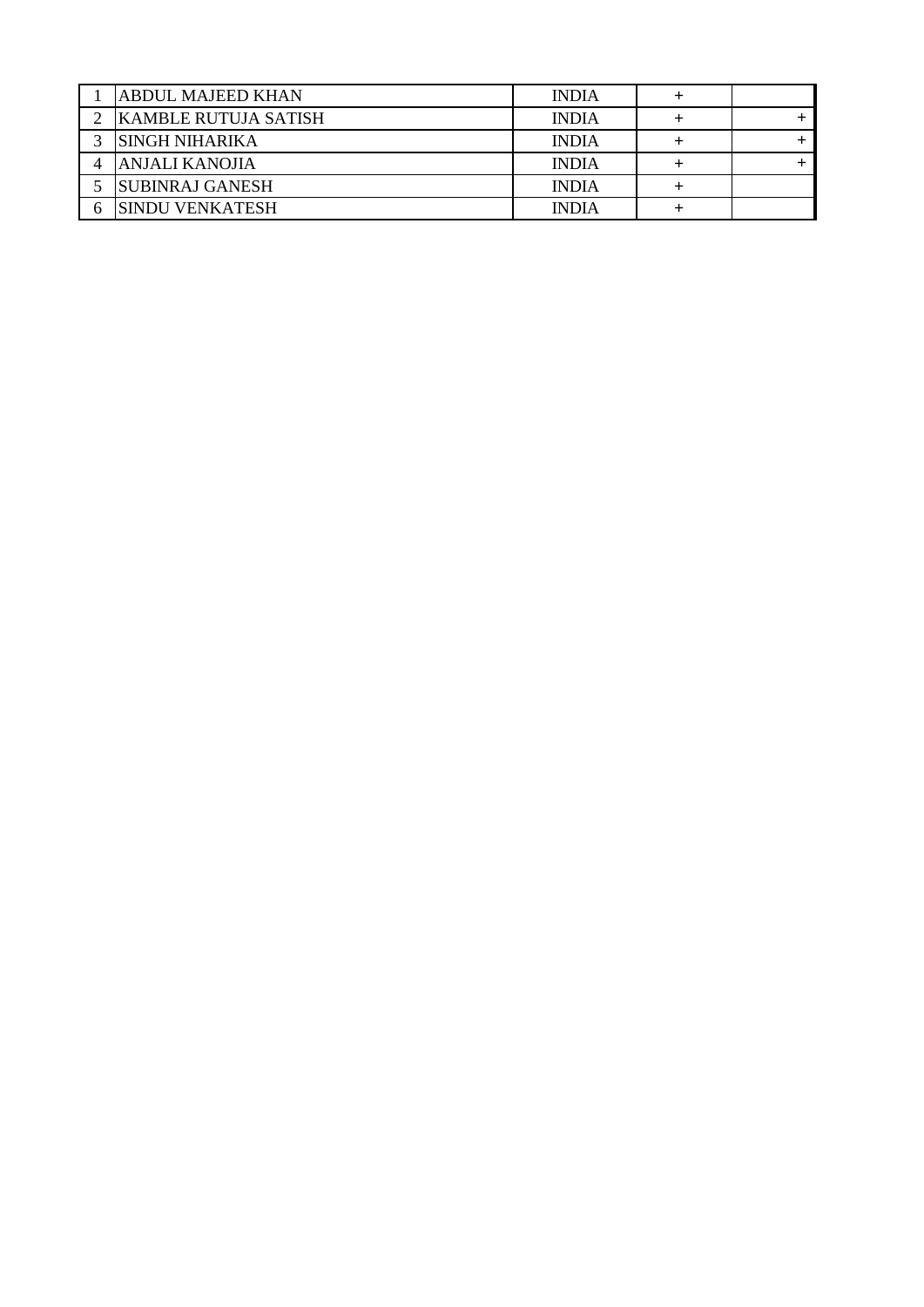| | | | | |
|---|---|---|---|---|
| 1 | ABDUL MAJEED KHAN | INDIA | + | |
| 2 | KAMBLE RUTUJA SATISH | INDIA | + | + |
| 3 | SINGH NIHARIKA | INDIA | + | + |
| 4 | ANJALI KANOJIA | INDIA | + | + |
| 5 | SUBINRAJ GANESH | INDIA | + | |
| 6 | SINDU VENKATESH | INDIA | + | |